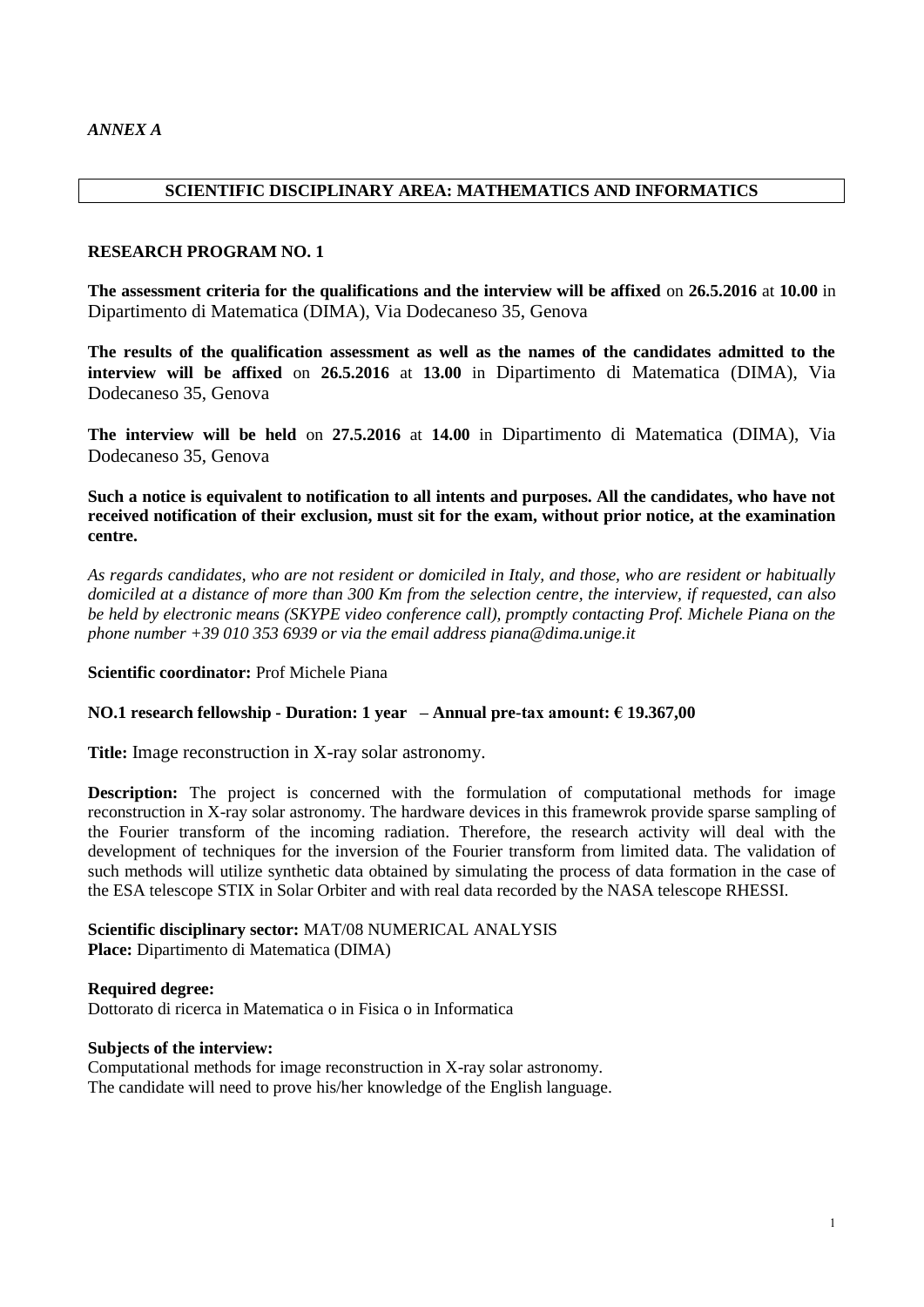*ANNEX A*

## SCIENTIFIC DISCIPLINARY AREA: MATHEMATICS AND INFORMATICS

### RESEARCH PROGRAM NO. 1

**The assessment criteria for the qualifications and the interview will be affixed** on **26.5.2016** at **10.00** in Dipartimento di Matematica (DIMA), Via Dodecaneso 35, Genova

**The results of the qualification assessment as well as the names of the candidates admitted to the interview will be affixed** on **26.5.2016** at **13.00** in Dipartimento di Matematica (DIMA), Via Dodecaneso 35, Genova

**The interview will be held** on **27.5.2016** at **14.00** in Dipartimento di Matematica (DIMA), Via Dodecaneso 35, Genova

**Such a notice is equivalent to notification to all intents and purposes. All the candidates, who have not received notification of their exclusion, must sit for the exam, without prior notice, at the examination centre.**

*As regards candidates, who are not resident or domiciled in Italy, and those, who are resident or habitually domiciled at a distance of more than 300 Km from the selection centre, the interview, if requested, can also be held by electronic means (SKYPE video conference call), promptly contacting Prof. Michele Piana on the phone number +39 010 353 6939 or via the email address piana@dima.unige.it*

**Scientific coordinator:** Prof Michele Piana

**NO.1 research fellowship - Duration: 1 year – Annual pre-tax amount: € 19.367,00**

**Title:** Image reconstruction in X-ray solar astronomy.

**Description:** The project is concerned with the formulation of computational methods for image reconstruction in X-ray solar astronomy. The hardware devices in this framewrok provide sparse sampling of the Fourier transform of the incoming radiation. Therefore, the research activity will deal with the development of techniques for the inversion of the Fourier transform from limited data. The validation of such methods will utilize synthetic data obtained by simulating the process of data formation in the case of the ESA telescope STIX in Solar Orbiter and with real data recorded by the NASA telescope RHESSI.

**Scientific disciplinary sector:** MAT/08 NUMERICAL ANALYSIS
**Place:** Dipartimento di Matematica (DIMA)

**Required degree:**
Dottorato di ricerca in Matematica o in Fisica o in Informatica

**Subjects of the interview:**
Computational methods for image reconstruction in X-ray solar astronomy.
The candidate will need to prove his/her knowledge of the English language.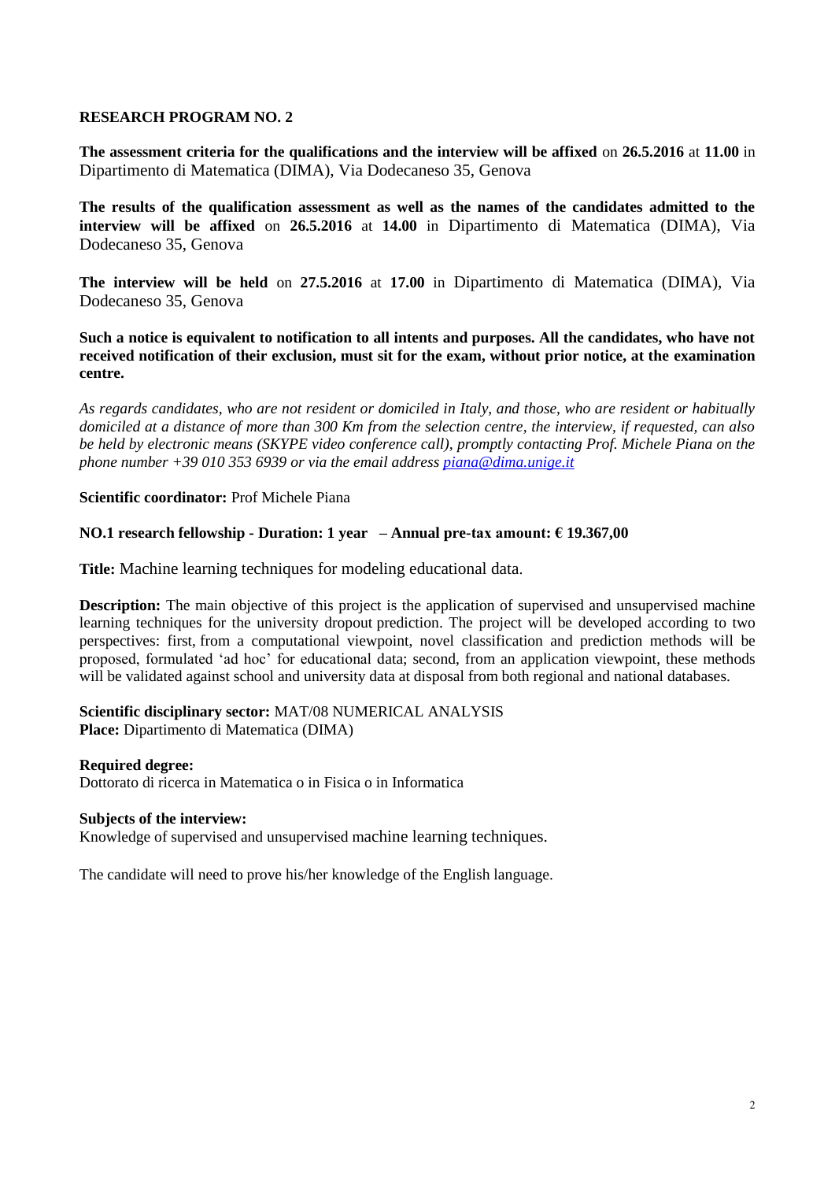## RESEARCH PROGRAM NO. 2

**The assessment criteria for the qualifications and the interview will be affixed** on **26.5.2016** at **11.00** in Dipartimento di Matematica (DIMA), Via Dodecaneso 35, Genova

**The results of the qualification assessment as well as the names of the candidates admitted to the interview will be affixed** on **26.5.2016** at **14.00** in Dipartimento di Matematica (DIMA), Via Dodecaneso 35, Genova

**The interview will be held** on **27.5.2016** at **17.00** in Dipartimento di Matematica (DIMA), Via Dodecaneso 35, Genova

**Such a notice is equivalent to notification to all intents and purposes. All the candidates, who have not received notification of their exclusion, must sit for the exam, without prior notice, at the examination centre.**

*As regards candidates, who are not resident or domiciled in Italy, and those, who are resident or habitually domiciled at a distance of more than 300 Km from the selection centre, the interview, if requested, can also be held by electronic means (SKYPE video conference call), promptly contacting Prof. Michele Piana on the phone number +39 010 353 6939 or via the email address [piana@dima.unige.it](mailto:piana@dima.unige.it)*

**Scientific coordinator:** Prof Michele Piana

**NO.1 research fellowship - Duration: 1 year – Annual pre-tax amount: € 19.367,00**

**Title:** Machine learning techniques for modeling educational data.

**Description:** The main objective of this project is the application of supervised and unsupervised machine learning techniques for the university dropout prediction. The project will be developed according to two perspectives: first, from a computational viewpoint, novel classification and prediction methods will be proposed, formulated 'ad hoc' for educational data; second, from an application viewpoint, these methods will be validated against school and university data at disposal from both regional and national databases.

**Scientific disciplinary sector:** MAT/08 NUMERICAL ANALYSIS
**Place:** Dipartimento di Matematica (DIMA)

**Required degree:**
Dottorato di ricerca in Matematica o in Fisica o in Informatica

**Subjects of the interview:**
Knowledge of supervised and unsupervised machine learning techniques.

The candidate will need to prove his/her knowledge of the English language.